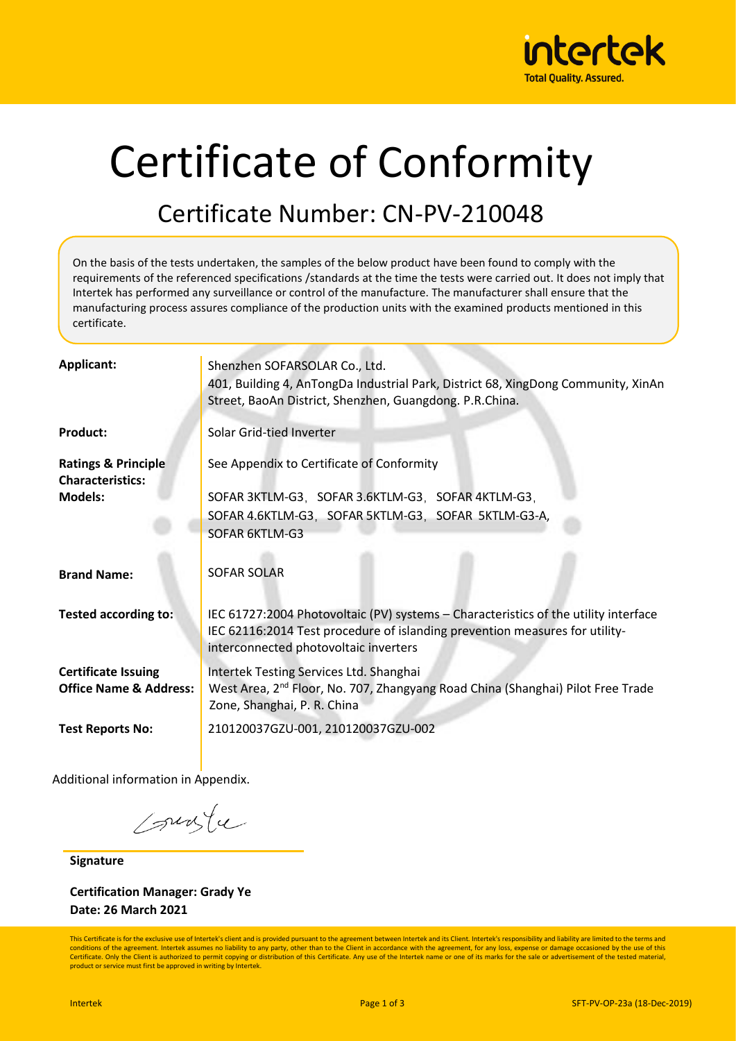# Certificate of Conformity

## Certificate Number: CN-PV-210048

On the basis of the tests undertaken, the samples of the below product have been found to comply with the requirements of the referenced specifications /standards at the time the tests were carried out. It does not imply that Intertek has performed any surveillance or control of the manufacture. The manufacturer shall ensure that the manufacturing process assures compliance of the production units with the examined products mentioned in this certificate.

| | |
|---|---|
| **Applicant:** | Shenzhen SOFARSOLAR Co., Ltd.<br>401, Building 4, AnTongDa Industrial Park, District 68, XingDong Community, XinAn Street, BaoAn District, Shenzhen, Guangdong. P.R.China. |
| **Product:** | Solar Grid-tied Inverter |
| **Ratings & Principle Characteristics:** | See Appendix to Certificate of Conformity |
| **Models:** | SOFAR 3KTLM-G3，SOFAR 3.6KTLM-G3，SOFAR 4KTLM-G3，SOFAR 4.6KTLM-G3，SOFAR 5KTLM-G3，SOFAR 5KTLM-G3-A, SOFAR 6KTLM-G3 |
| **Brand Name:** | SOFAR SOLAR |
| **Tested according to:** | IEC 61727:2004 Photovoltaic (PV) systems – Characteristics of the utility interface<br>IEC 62116:2014 Test procedure of islanding prevention measures for utility-interconnected photovoltaic inverters |
| **Certificate Issuing Office Name & Address:** | Intertek Testing Services Ltd. Shanghai<br>West Area, 2nd Floor, No. 707, Zhangyang Road China (Shanghai) Pilot Free Trade Zone, Shanghai, P. R. China |
| **Test Reports No:** | 210120037GZU-001, 210120037GZU-002 |

Additional information in Appendix.

**Signature**

**Certification Manager: Grady Ye**
**Date: 26 March 2021**

This Certificate is for the exclusive use of Intertek's client and is provided pursuant to the agreement between Intertek and its Client. Intertek's responsibility and liability are limited to the terms and conditions of the agreement. Intertek assumes no liability to any party, other than to the Client in accordance with the agreement, for any loss, expense or damage occasioned by the use of this Certificate. Only the Client is authorized to permit copying or distribution of this Certificate. Any use of the Intertek name or one of its marks for the sale or advertisement of the tested material, product or service must first be approved in writing by Intertek.

SFT-PV-OP-23a (18-Dec-2019)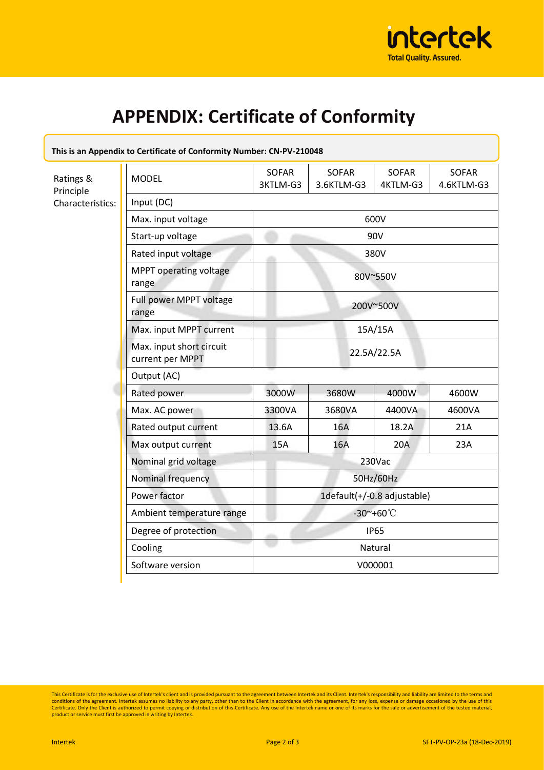# APPENDIX: Certificate of Conformity

**This is an Appendix to Certificate of Conformity Number: CN-PV-210048**

Ratings & Principle Characteristics:

| MODEL | SOFAR 3KTLM-G3 | SOFAR 3.6KTLM-G3 | SOFAR 4KTLM-G3 | SOFAR 4.6KTLM-G3 |
|---|---|---|---|---|
| Input (DC) | | | | |
| Max. input voltage | 600V | | | |
| Start-up voltage | 90V | | | |
| Rated input voltage | 380V | | | |
| MPPT operating voltage range | 80V~550V | | | |
| Full power MPPT voltage range | 200V~500V | | | |
| Max. input MPPT current | 15A/15A | | | |
| Max. input short circuit current per MPPT | 22.5A/22.5A | | | |
| Output (AC) | | | | |
| Rated power | 3000W | 3680W | 4000W | 4600W |
| Max. AC power | 3300VA | 3680VA | 4400VA | 4600VA |
| Rated output current | 13.6A | 16A | 18.2A | 21A |
| Max output current | 15A | 16A | 20A | 23A |
| Nominal grid voltage | 230Vac | | | |
| Nominal frequency | 50Hz/60Hz | | | |
| Power factor | 1default(+/-0.8 adjustable) | | | |
| Ambient temperature range | -30~+60℃ | | | |
| Degree of protection | IP65 | | | |
| Cooling | Natural | | | |
| Software version | V000001 | | | |

This Certificate is for the exclusive use of Intertek's client and is provided pursuant to the agreement between Intertek and its Client. Intertek's responsibility and liability are limited to the terms and conditions of the agreement. Intertek assumes no liability to any party, other than to the Client in accordance with the agreement, for any loss, expense or damage occasioned by the use of this Certificate. Only the Client is authorized to permit copying or distribution of this Certificate. Any use of the Intertek name or one of its marks for the sale or advertisement of the tested material, product or service must first be approved in writing by Intertek.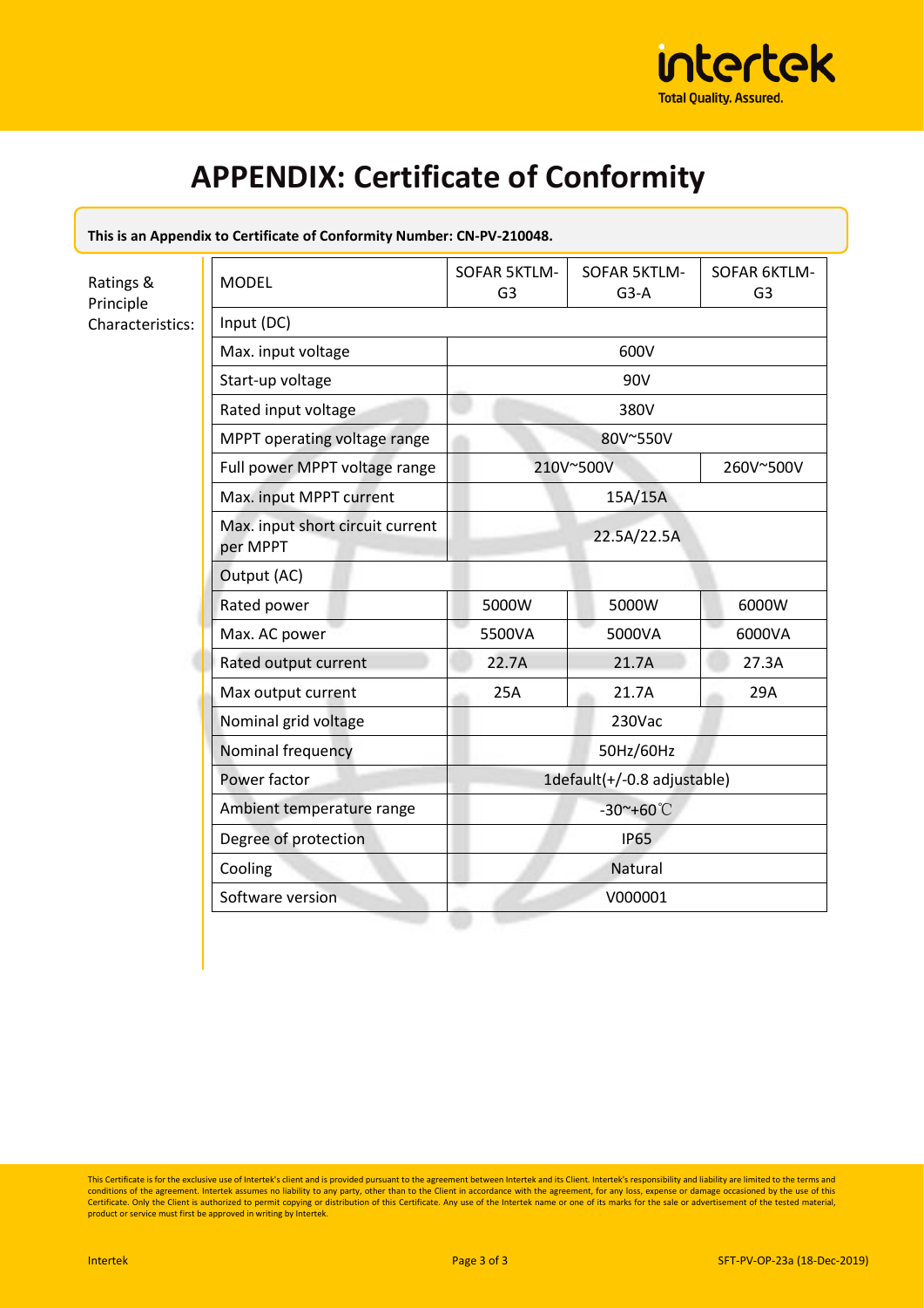# APPENDIX: Certificate of Conformity

**This is an Appendix to Certificate of Conformity Number: CN-PV-210048.**

Ratings & Principle Characteristics:

| MODEL | SOFAR 5KTLM-G3 | SOFAR 5KTLM-G3-A | SOFAR 6KTLM-G3 |
|---|---|---|---|
| Input (DC) | | | |
| Max. input voltage | 600V | | |
| Start-up voltage | 90V | | |
| Rated input voltage | 380V | | |
| MPPT operating voltage range | 80V~550V | | |
| Full power MPPT voltage range | 210V~500V | | 260V~500V |
| Max. input MPPT current | 15A/15A | | |
| Max. input short circuit current per MPPT | 22.5A/22.5A | | |
| Output (AC) | | | |
| Rated power | 5000W | 5000W | 6000W |
| Max. AC power | 5500VA | 5000VA | 6000VA |
| Rated output current | 22.7A | 21.7A | 27.3A |
| Max output current | 25A | 21.7A | 29A |
| Nominal grid voltage | 230Vac | | |
| Nominal frequency | 50Hz/60Hz | | |
| Power factor | 1default(+/-0.8 adjustable) | | |
| Ambient temperature range | -30~+60℃ | | |
| Degree of protection | IP65 | | |
| Cooling | Natural | | |
| Software version | V000001 | | |

This Certificate is for the exclusive use of Intertek's client and is provided pursuant to the agreement between Intertek and its Client. Intertek's responsibility and liability are limited to the terms and conditions of the agreement. Intertek assumes no liability to any party, other than to the Client in accordance with the agreement, for any loss, expense or damage occasioned by the use of this Certificate. Only the Client is authorized to permit copying or distribution of this Certificate. Any use of the Intertek name or one of its marks for the sale or advertisement of the tested material, product or service must first be approved in writing by Intertek.